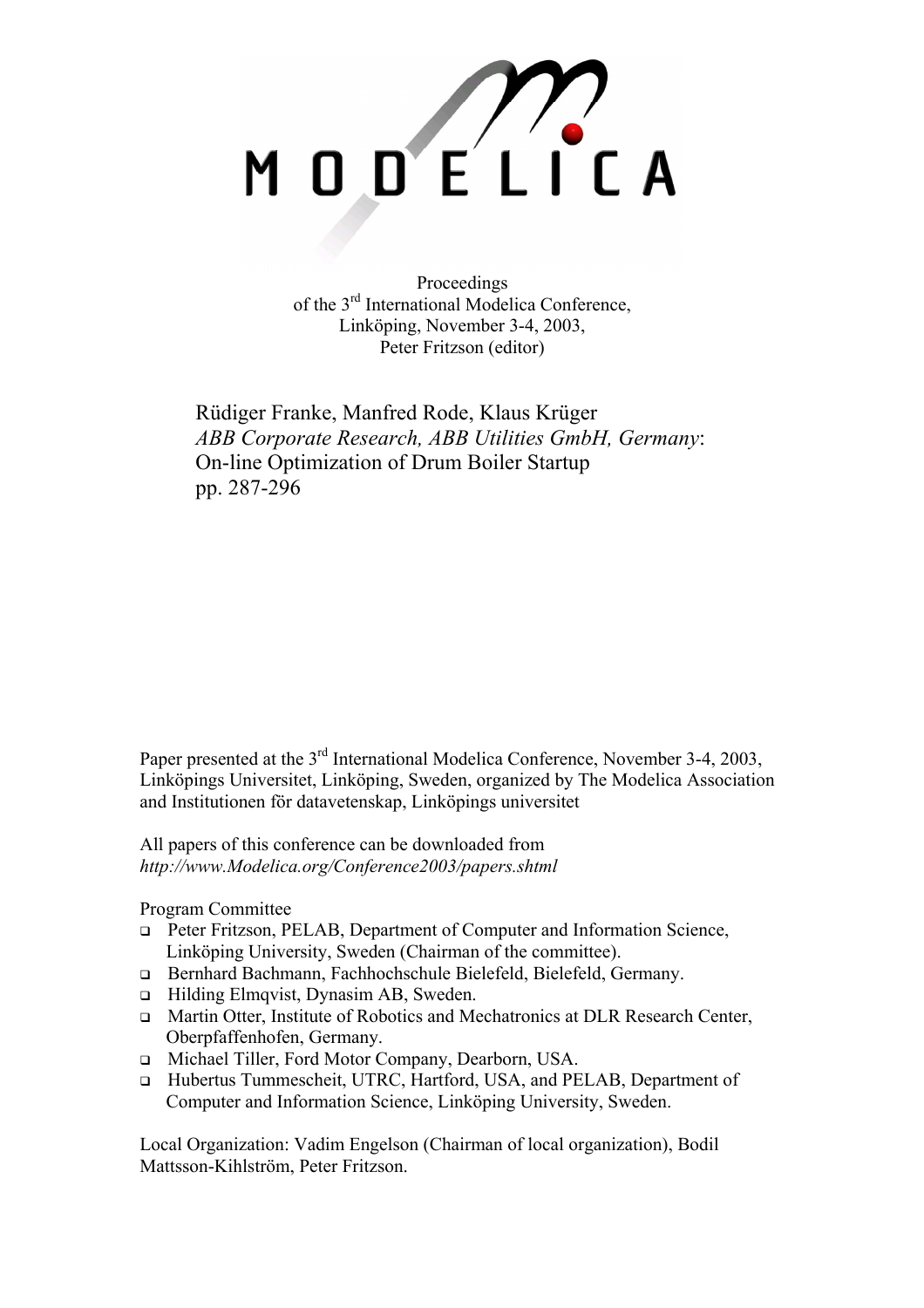MODELICA

Proceedings
of the 3rd International Modelica Conference,
Linköping, November 3-4, 2003,
Peter Fritzson (editor)

Rüdiger Franke, Manfred Rode, Klaus Krüger
*ABB Corporate Research, ABB Utilities GmbH, Germany*:
On-line Optimization of Drum Boiler Startup
pp. 287-296

Paper presented at the 3rd International Modelica Conference, November 3-4, 2003, Linköpings Universitet, Linköping, Sweden, organized by The Modelica Association and Institutionen för datavetenskap, Linköpings universitet

All papers of this conference can be downloaded from
*http://www.Modelica.org/Conference2003/papers.shtml*

Program Committee

- Peter Fritzson, PELAB, Department of Computer and Information Science, Linköping University, Sweden (Chairman of the committee).
- Bernhard Bachmann, Fachhochschule Bielefeld, Bielefeld, Germany.
- Hilding Elmqvist, Dynasim AB, Sweden.
- Martin Otter, Institute of Robotics and Mechatronics at DLR Research Center, Oberpfaffenhofen, Germany.
- Michael Tiller, Ford Motor Company, Dearborn, USA.
- Hubertus Tummescheit, UTRC, Hartford, USA, and PELAB, Department of Computer and Information Science, Linköping University, Sweden.

Local Organization: Vadim Engelson (Chairman of local organization), Bodil Mattsson-Kihlström, Peter Fritzson.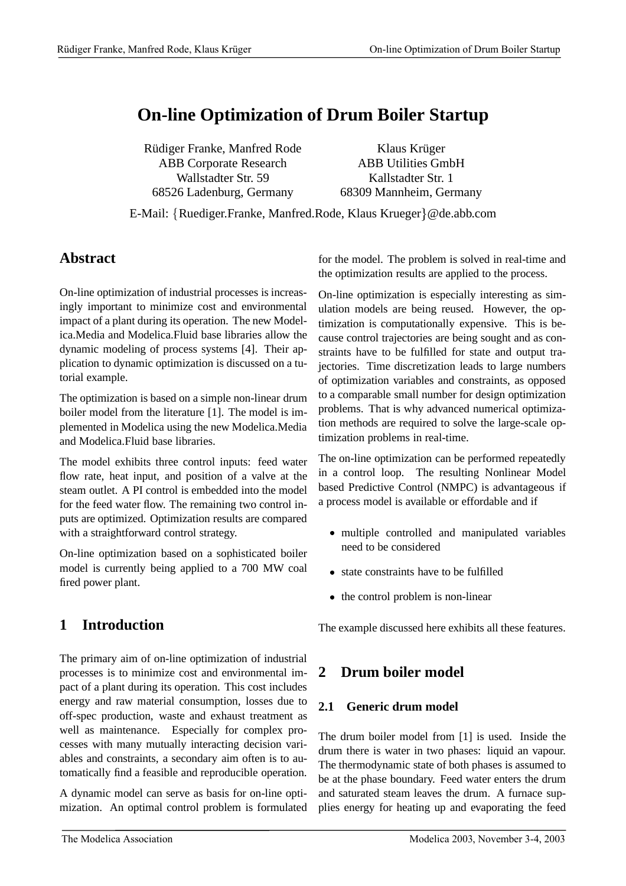# On-line Optimization of Drum Boiler Startup

Rüdiger Franke, Manfred Rode
ABB Corporate Research
Wallstadter Str. 59
68526 Ladenburg, Germany

Klaus Krüger
ABB Utilities GmbH
Kallstadter Str. 1
68309 Mannheim, Germany

E-Mail: {Ruediger.Franke, Manfred.Rode, Klaus Krueger}@de.abb.com

## Abstract

On-line optimization of industrial processes is increasingly important to minimize cost and environmental impact of a plant during its operation. The new Modelica.Media and Modelica.Fluid base libraries allow the dynamic modeling of process systems [4]. Their application to dynamic optimization is discussed on a tutorial example.

The optimization is based on a simple non-linear drum boiler model from the literature [1]. The model is implemented in Modelica using the new Modelica.Media and Modelica.Fluid base libraries.

The model exhibits three control inputs: feed water flow rate, heat input, and position of a valve at the steam outlet. A PI control is embedded into the model for the feed water flow. The remaining two control inputs are optimized. Optimization results are compared with a straightforward control strategy.

On-line optimization based on a sophisticated boiler model is currently being applied to a 700 MW coal fired power plant.

## 1 Introduction

The primary aim of on-line optimization of industrial processes is to minimize cost and environmental impact of a plant during its operation. This cost includes energy and raw material consumption, losses due to off-spec production, waste and exhaust treatment as well as maintenance. Especially for complex processes with many mutually interacting decision variables and constraints, a secondary aim often is to automatically find a feasible and reproducible operation.

A dynamic model can serve as basis for on-line optimization. An optimal control problem is formulated for the model. The problem is solved in real-time and the optimization results are applied to the process.

On-line optimization is especially interesting as simulation models are being reused. However, the optimization is computationally expensive. This is because control trajectories are being sought and as constraints have to be fulfilled for state and output trajectories. Time discretization leads to large numbers of optimization variables and constraints, as opposed to a comparable small number for design optimization problems. That is why advanced numerical optimization methods are required to solve the large-scale optimization problems in real-time.

The on-line optimization can be performed repeatedly in a control loop. The resulting Nonlinear Model based Predictive Control (NMPC) is advantageous if a process model is available or effordable and if

- multiple controlled and manipulated variables need to be considered
- state constraints have to be fulfilled
- the control problem is non-linear

The example discussed here exhibits all these features.

## 2 Drum boiler model

### 2.1 Generic drum model

The drum boiler model from [1] is used. Inside the drum there is water in two phases: liquid an vapour. The thermodynamic state of both phases is assumed to be at the phase boundary. Feed water enters the drum and saturated steam leaves the drum. A furnace supplies energy for heating up and evaporating the feed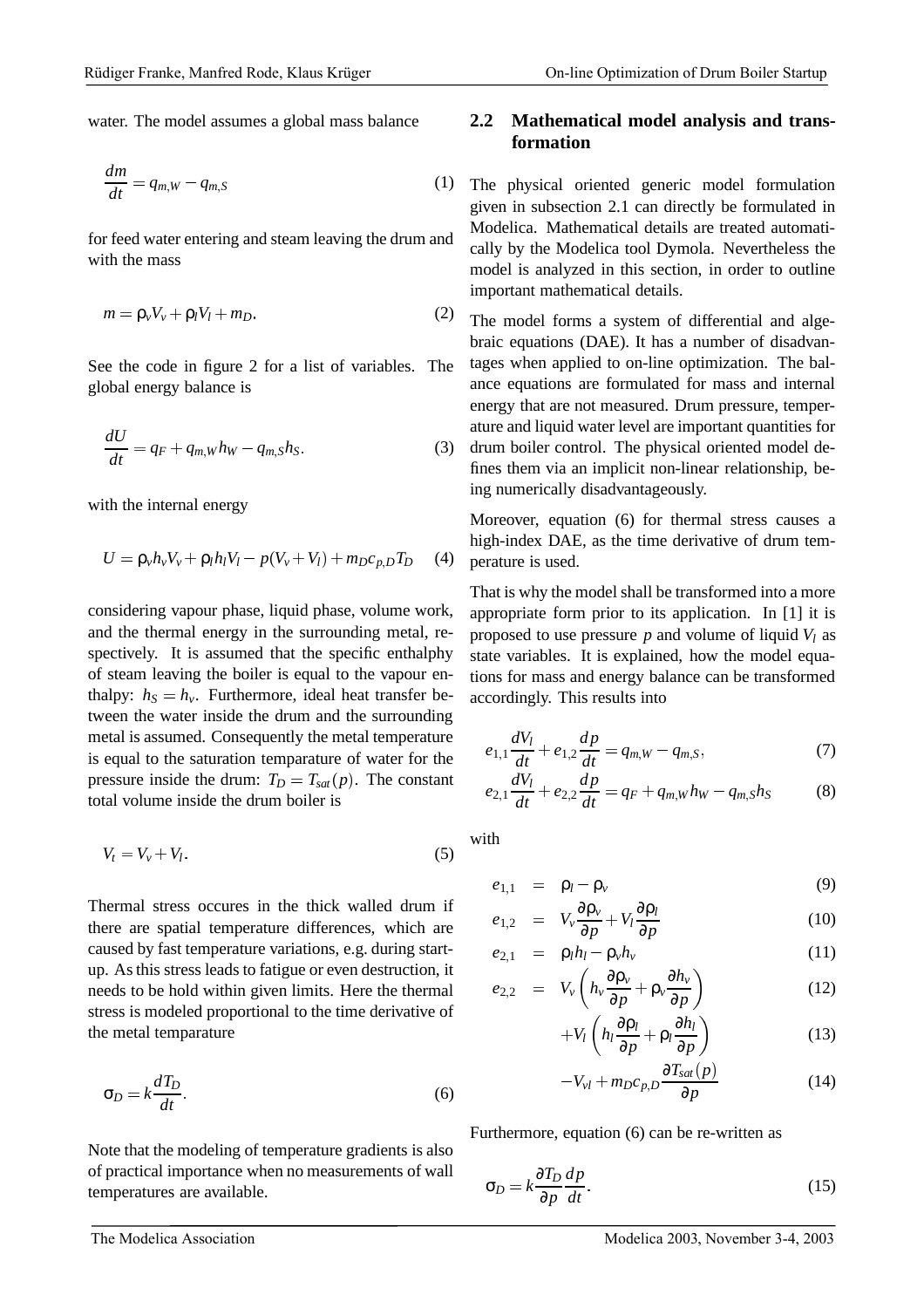water. The model assumes a global mass balance

$$\frac{dm}{dt} = q_{m,W} - q_{m,S} \tag{1}$$

for feed water entering and steam leaving the drum and with the mass

$$m = \rho_v V_v + \rho_l V_l + m_D. \tag{2}$$

See the code in figure 2 for a list of variables. The global energy balance is

$$\frac{dU}{dt} = q_F + q_{m,W} h_W - q_{m,S} h_S. \tag{3}$$

with the internal energy

$$U = \rho_v h_v V_v + \rho_l h_l V_l - p(V_v + V_l) + m_D c_{p,D} T_D \tag{4}$$

considering vapour phase, liquid phase, volume work, and the thermal energy in the surrounding metal, respectively. It is assumed that the specific enthalphy of steam leaving the boiler is equal to the vapour enthalpy: $h_S = h_v$. Furthermore, ideal heat transfer between the water inside the drum and the surrounding metal is assumed. Consequently the metal temperature is equal to the saturation temparature of water for the pressure inside the drum: $T_D = T_{sat}(p)$. The constant total volume inside the drum boiler is

$$V_t = V_v + V_l. \tag{5}$$

Thermal stress occures in the thick walled drum if there are spatial temperature differences, which are caused by fast temperature variations, e.g. during startup. As this stress leads to fatigue or even destruction, it needs to be hold within given limits. Here the thermal stress is modeled proportional to the time derivative of the metal temparature

$$\sigma_D = k \frac{dT_D}{dt}. \tag{6}$$

Note that the modeling of temperature gradients is also of practical importance when no measurements of wall temperatures are available.

## 2.2 Mathematical model analysis and transformation

The physical oriented generic model formulation given in subsection 2.1 can directly be formulated in Modelica. Mathematical details are treated automatically by the Modelica tool Dymola. Nevertheless the model is analyzed in this section, in order to outline important mathematical details.

The model forms a system of differential and algebraic equations (DAE). It has a number of disadvantages when applied to on-line optimization. The balance equations are formulated for mass and internal energy that are not measured. Drum pressure, temperature and liquid water level are important quantities for drum boiler control. The physical oriented model defines them via an implicit non-linear relationship, being numerically disadvantageously.

Moreover, equation (6) for thermal stress causes a high-index DAE, as the time derivative of drum temperature is used.

That is why the model shall be transformed into a more appropriate form prior to its application. In [1] it is proposed to use pressure $p$ and volume of liquid $V_l$ as state variables. It is explained, how the model equations for mass and energy balance can be transformed accordingly. This results into

$$e_{1,1} \frac{dV_l}{dt} + e_{1,2} \frac{dp}{dt} = q_{m,W} - q_{m,S}, \tag{7}$$

$$e_{2,1} \frac{dV_l}{dt} + e_{2,2} \frac{dp}{dt} = q_F + q_{m,W} h_W - q_{m,S} h_S \tag{8}$$

with

$$e_{1,1} = \rho_l - \rho_v \tag{9}$$

$$e_{1,2} = V_v \frac{\partial \rho_v}{\partial p} + V_l \frac{\partial \rho_l}{\partial p} \tag{10}$$

$$e_{2,1} = \rho_l h_l - \rho_v h_v \tag{11}$$

$$e_{2,2} = V_v \left( h_v \frac{\partial \rho_v}{\partial p} + \rho_v \frac{\partial h_v}{\partial p} \right) \tag{12}$$

$$+ V_l \left( h_l \frac{\partial \rho_l}{\partial p} + \rho_l \frac{\partial h_l}{\partial p} \right) \tag{13}$$

$$- V_{vl} + m_D c_{p,D} \frac{\partial T_{sat}(p)}{\partial p} \tag{14}$$

Furthermore, equation (6) can be re-written as

$$\sigma_D = k \frac{\partial T_D}{\partial p} \frac{dp}{dt}. \tag{15}$$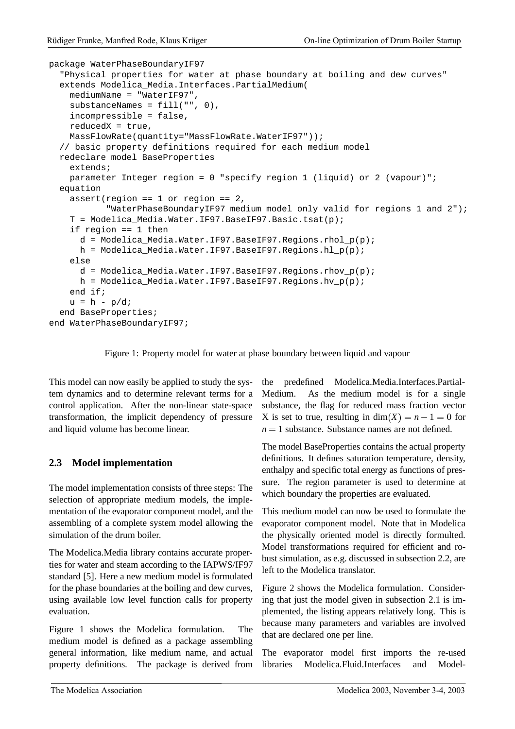```
package WaterPhaseBoundaryIF97
  "Physical properties for water at phase boundary at boiling and dew curves"
  extends Modelica_Media.Interfaces.PartialMedium(
    mediumName = "WaterIF97",
    substanceNames = fill("", 0),
    incompressible = false,
    reducedX = true,
    MassFlowRate(quantity="MassFlowRate.WaterIF97"));
  // basic property definitions required for each medium model
  redeclare model BaseProperties
    extends;
    parameter Integer region = 0 "specify region 1 (liquid) or 2 (vapour)";
  equation
    assert(region == 1 or region == 2,
           "WaterPhaseBoundaryIF97 medium model only valid for regions 1 and 2");
    T = Modelica_Media.Water.IF97.BaseIF97.Basic.tsat(p);
    if region == 1 then
      d = Modelica_Media.Water.IF97.BaseIF97.Regions.rhol_p(p);
      h = Modelica_Media.Water.IF97.BaseIF97.Regions.hl_p(p);
    else
      d = Modelica_Media.Water.IF97.BaseIF97.Regions.rhov_p(p);
      h = Modelica_Media.Water.IF97.BaseIF97.Regions.hv_p(p);
    end if;
    u = h - p/d;
  end BaseProperties;
end WaterPhaseBoundaryIF97;
```

Figure 1: Property model for water at phase boundary between liquid and vapour

This model can now easily be applied to study the system dynamics and to determine relevant terms for a control application. After the non-linear state-space transformation, the implicit dependency of pressure and liquid volume has become linear.

## 2.3 Model implementation

The model implementation consists of three steps: The selection of appropriate medium models, the implementation of the evaporator component model, and the assembling of a complete system model allowing the simulation of the drum boiler.

The Modelica.Media library contains accurate properties for water and steam according to the IAPWS/IF97 standard [5]. Here a new medium model is formulated for the phase boundaries at the boiling and dew curves, using available low level function calls for property evaluation.

Figure 1 shows the Modelica formulation. The medium model is defined as a package assembling general information, like medium name, and actual property definitions. The package is derived from the predefined Modelica.Media.Interfaces.PartialMedium. As the medium model is for a single substance, the flag for reduced mass fraction vector X is set to true, resulting in $\dim(X) = n - 1 = 0$ for $n = 1$ substance. Substance names are not defined.

The model BaseProperties contains the actual property definitions. It defines saturation temperature, density, enthalpy and specific total energy as functions of pressure. The region parameter is used to determine at which boundary the properties are evaluated.

This medium model can now be used to formulate the evaporator component model. Note that in Modelica the physically oriented model is directly formulted. Model transformations required for efficient and robust simulation, as e.g. discussed in subsection 2.2, are left to the Modelica translator.

Figure 2 shows the Modelica formulation. Considering that just the model given in subsection 2.1 is implemented, the listing appears relatively long. This is because many parameters and variables are involved that are declared one per line.

The evaporator model first imports the re-used libraries Modelica.Fluid.Interfaces and Model-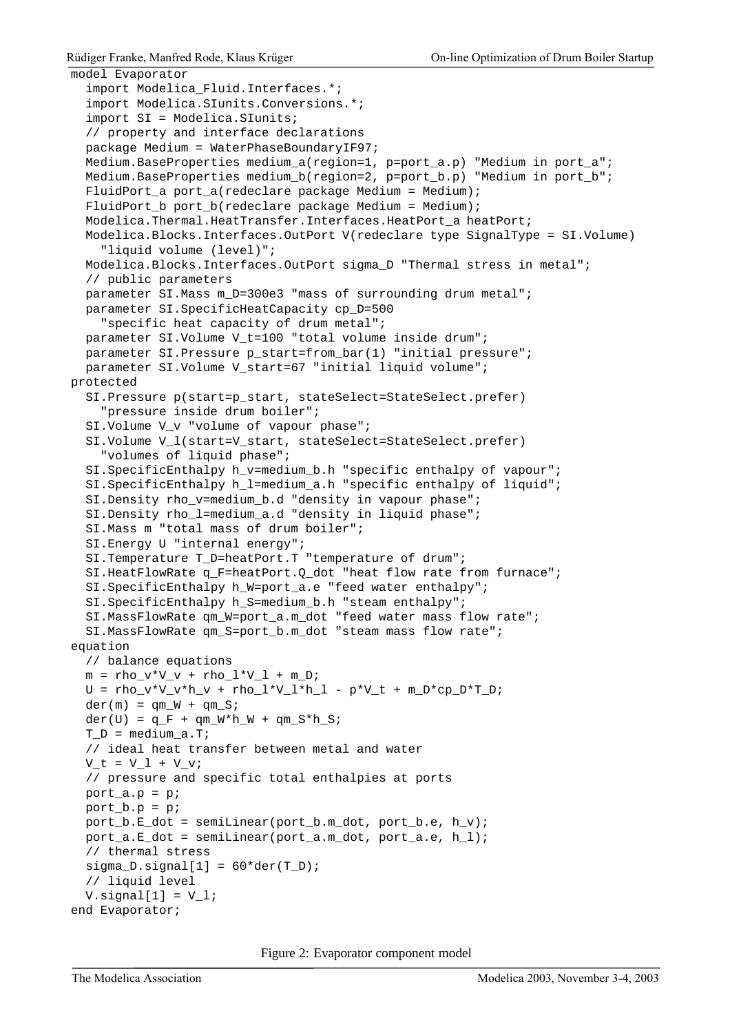```
model Evaporator
  import Modelica_Fluid.Interfaces.*;
  import Modelica.SIunits.Conversions.*;
  import SI = Modelica.SIunits;
  // property and interface declarations
  package Medium = WaterPhaseBoundaryIF97;
  Medium.BaseProperties medium_a(region=1, p=port_a.p) "Medium in port_a";
  Medium.BaseProperties medium_b(region=2, p=port_b.p) "Medium in port_b";
  FluidPort_a port_a(redeclare package Medium = Medium);
  FluidPort_b port_b(redeclare package Medium = Medium);
  Modelica.Thermal.HeatTransfer.Interfaces.HeatPort_a heatPort;
  Modelica.Blocks.Interfaces.OutPort V(redeclare type SignalType = SI.Volume)
    "liquid volume (level)";
  Modelica.Blocks.Interfaces.OutPort sigma_D "Thermal stress in metal";
  // public parameters
  parameter SI.Mass m_D=300e3 "mass of surrounding drum metal";
  parameter SI.SpecificHeatCapacity cp_D=500
    "specific heat capacity of drum metal";
  parameter SI.Volume V_t=100 "total volume inside drum";
  parameter SI.Pressure p_start=from_bar(1) "initial pressure";
  parameter SI.Volume V_start=67 "initial liquid volume";
protected
  SI.Pressure p(start=p_start, stateSelect=StateSelect.prefer)
    "pressure inside drum boiler";
  SI.Volume V_v "volume of vapour phase";
  SI.Volume V_l(start=V_start, stateSelect=StateSelect.prefer)
    "volumes of liquid phase";
  SI.SpecificEnthalpy h_v=medium_b.h "specific enthalpy of vapour";
  SI.SpecificEnthalpy h_l=medium_a.h "specific enthalpy of liquid";
  SI.Density rho_v=medium_b.d "density in vapour phase";
  SI.Density rho_l=medium_a.d "density in liquid phase";
  SI.Mass m "total mass of drum boiler";
  SI.Energy U "internal energy";
  SI.Temperature T_D=heatPort.T "temperature of drum";
  SI.HeatFlowRate q_F=heatPort.Q_dot "heat flow rate from furnace";
  SI.SpecificEnthalpy h_W=port_a.e "feed water enthalpy";
  SI.SpecificEnthalpy h_S=medium_b.h "steam enthalpy";
  SI.MassFlowRate qm_W=port_a.m_dot "feed water mass flow rate";
  SI.MassFlowRate qm_S=port_b.m_dot "steam mass flow rate";
equation
  // balance equations
  m = rho_v*V_v + rho_l*V_l + m_D;
  U = rho_v*V_v*h_v + rho_l*V_l*h_l - p*V_t + m_D*cp_D*T_D;
  der(m) = qm_W + qm_S;
  der(U) = q_F + qm_W*h_W + qm_S*h_S;
  T_D = medium_a.T;
  // ideal heat transfer between metal and water
  V_t = V_l + V_v;
  // pressure and specific total enthalpies at ports
  port_a.p = p;
  port_b.p = p;
  port_b.E_dot = semiLinear(port_b.m_dot, port_b.e, h_v);
  port_a.E_dot = semiLinear(port_a.m_dot, port_a.e, h_l);
  // thermal stress
  sigma_D.signal[1] = 60*der(T_D);
  // liquid level
  V.signal[1] = V_l;
end Evaporator;
```

Figure 2: Evaporator component model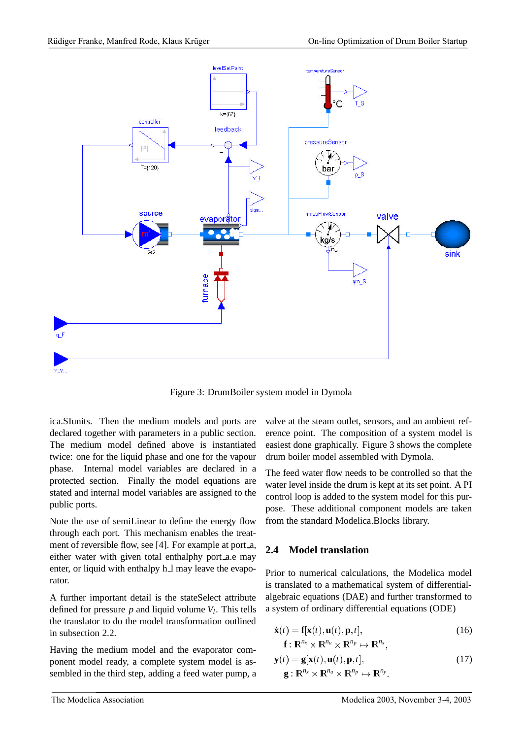Figure 3: DrumBoiler system model in Dymola

ica.SIunits. Then the medium models and ports are declared together with parameters in a public section. The medium model defined above is instantiated twice: one for the liquid phase and one for the vapour phase. Internal model variables are declared in a protected section. Finally the model equations are stated and internal model variables are assigned to the public ports.

Note the use of semiLinear to define the energy flow through each port. This mechanism enables the treatment of reversible flow, see [4]. For example at port_a, either water with given total enthalphy port_a.e may enter, or liquid with enthalpy h_l may leave the evaporator.

A further important detail is the stateSelect attribute defined for pressure $p$ and liquid volume $V_l$. This tells the translator to do the model transformation outlined in subsection 2.2.

Having the medium model and the evaporator component model ready, a complete system model is assembled in the third step, adding a feed water pump, a valve at the steam outlet, sensors, and an ambient reference point. The composition of a system model is easiest done graphically. Figure 3 shows the complete drum boiler model assembled with Dymola.

The feed water flow needs to be controlled so that the water level inside the drum is kept at its set point. A PI control loop is added to the system model for this purpose. These additional component models are taken from the standard Modelica.Blocks library.

### 2.4 Model translation

Prior to numerical calculations, the Modelica model is translated to a mathematical system of differential-algebraic equations (DAE) and further transformed to a system of ordinary differential equations (ODE)

$$\dot{\mathbf{x}}(t) = \mathbf{f}[\mathbf{x}(t), \mathbf{u}(t), \mathbf{p}, t], \qquad (16)$$
$$\mathbf{f} : \mathbb{R}^{n_x} \times \mathbb{R}^{n_u} \times \mathbb{R}^{n_p} \mapsto \mathbb{R}^{n_x},$$

$$\mathbf{y}(t) = \mathbf{g}[\mathbf{x}(t), \mathbf{u}(t), \mathbf{p}, t], \qquad (17)$$
$$\mathbf{g} : \mathbb{R}^{n_x} \times \mathbb{R}^{n_u} \times \mathbb{R}^{n_p} \mapsto \mathbb{R}^{n_y}.$$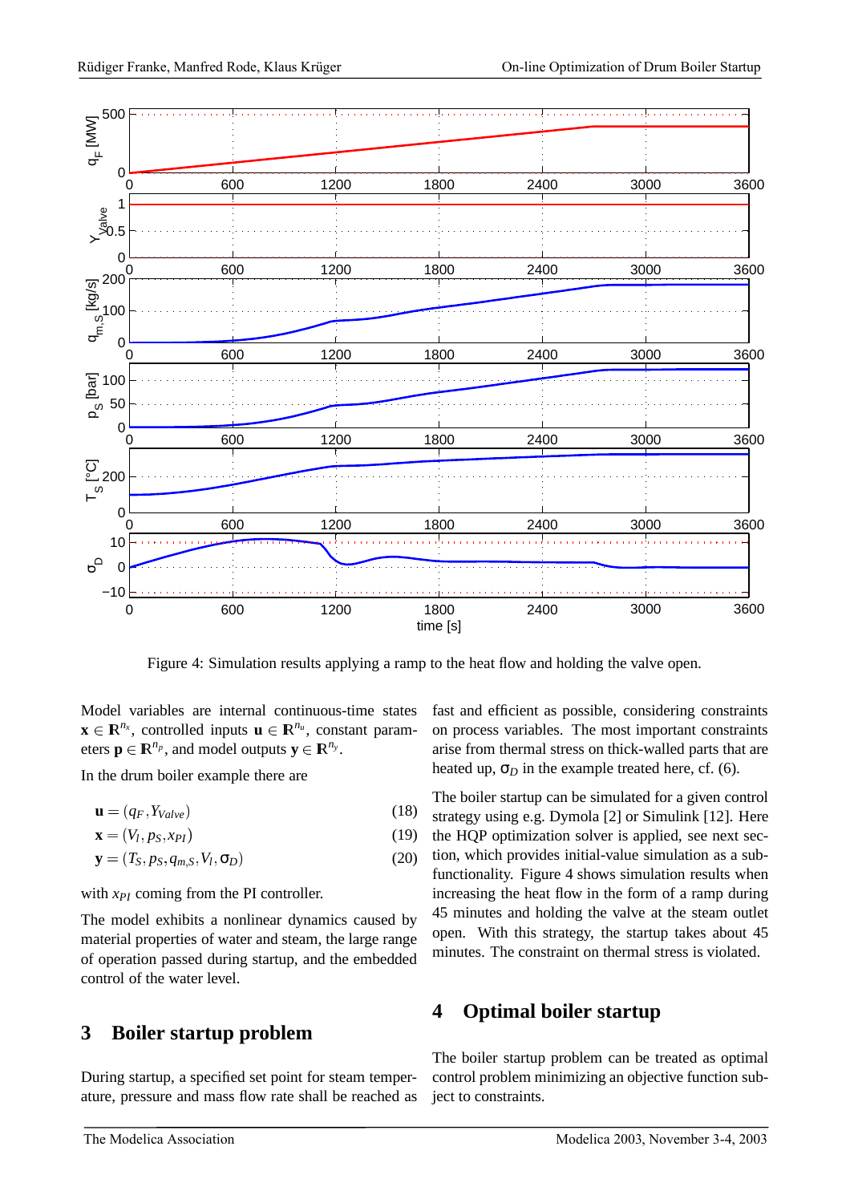Figure 4: Simulation results applying a ramp to the heat flow and holding the valve open.

Model variables are internal continuous-time states $\mathbf{x} \in \mathbf{R}^{n_x}$, controlled inputs $\mathbf{u} \in \mathbf{R}^{n_u}$, constant parameters $\mathbf{p} \in \mathbf{R}^{n_p}$, and model outputs $\mathbf{y} \in \mathbf{R}^{n_y}$.

In the drum boiler example there are

$$\mathbf{u} = (q_F, Y_{Valve}) \tag{18}$$

$$\mathbf{x} = (V_l, p_S, x_{PI}) \tag{19}$$

$$\mathbf{y} = (T_S, p_S, q_{m,S}, V_l, \sigma_D) \tag{20}$$

with $x_{PI}$ coming from the PI controller.

The model exhibits a nonlinear dynamics caused by material properties of water and steam, the large range of operation passed during startup, and the embedded control of the water level.

## 3 Boiler startup problem

During startup, a specified set point for steam temperature, pressure and mass flow rate shall be reached as fast and efficient as possible, considering constraints on process variables. The most important constraints arise from thermal stress on thick-walled parts that are heated up, $\sigma_D$ in the example treated here, cf. (6).

The boiler startup can be simulated for a given control strategy using e.g. Dymola [2] or Simulink [12]. Here the HQP optimization solver is applied, see next section, which provides initial-value simulation as a subfunctionality. Figure 4 shows simulation results when increasing the heat flow in the form of a ramp during 45 minutes and holding the valve at the steam outlet open. With this strategy, the startup takes about 45 minutes. The constraint on thermal stress is violated.

## 4 Optimal boiler startup

The boiler startup problem can be treated as optimal control problem minimizing an objective function subject to constraints.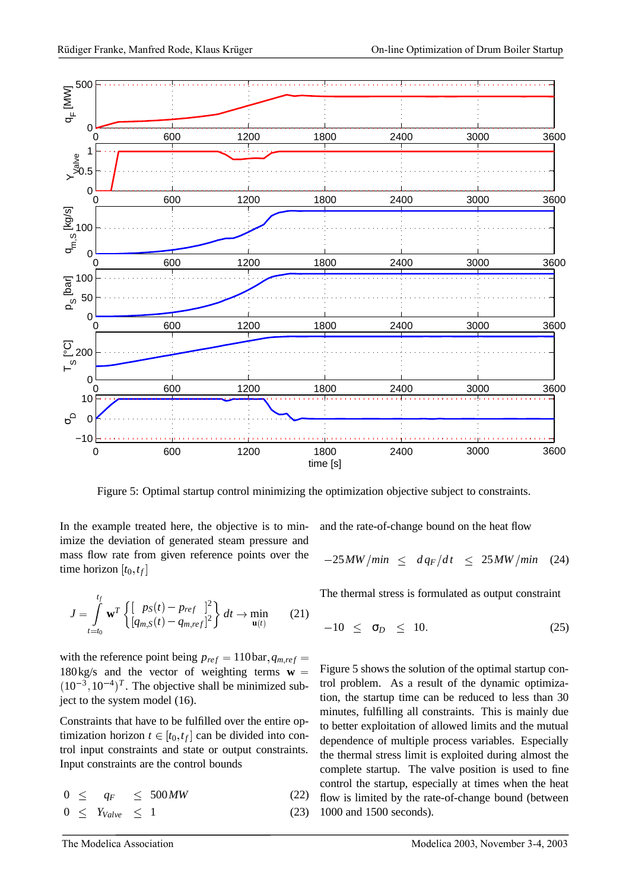Figure 5: Optimal startup control minimizing the optimization objective subject to constraints.

In the example treated here, the objective is to minimize the deviation of generated steam pressure and mass flow rate from given reference points over the time horizon $[t_0, t_f]$

$$J = \int_{t=t_0}^{t_f} \mathbf{w}^T \left\{ \begin{bmatrix} p_S(t) - p_{ref} \end{bmatrix}^2 \atop [q_{m,S}(t) - q_{m,ref}]^2 \right\} dt \rightarrow \min_{\mathbf{u}(t)} \qquad (21)$$

with the reference point being $p_{ref} = 110\,\text{bar}, q_{m,ref} = 180\,\text{kg/s}$ and the vector of weighting terms $\mathbf{w} = (10^{-3}, 10^{-4})^T$. The objective shall be minimized subject to the system model (16).

Constraints that have to be fulfilled over the entire optimization horizon $t \in [t_0, t_f]$ can be divided into control input constraints and state or output constraints. Input constraints are the control bounds

$$0 \leq q_F \leq 500\,MW \qquad (22)$$

$$0 \leq Y_{Valve} \leq 1 \qquad (23)$$

and the rate-of-change bound on the heat flow

$$-25\,MW/min \leq dq_F/dt \leq 25\,MW/min \qquad (24)$$

The thermal stress is formulated as output constraint

$$-10 \leq \sigma_D \leq 10. \qquad (25)$$

Figure 5 shows the solution of the optimal startup control problem. As a result of the dynamic optimization, the startup time can be reduced to less than 30 minutes, fulfilling all constraints. This is mainly due to better exploitation of allowed limits and the mutual dependence of multiple process variables. Especially the thermal stress limit is exploited during almost the complete startup. The valve position is used to fine control the startup, especially at times when the heat flow is limited by the rate-of-change bound (between 1000 and 1500 seconds).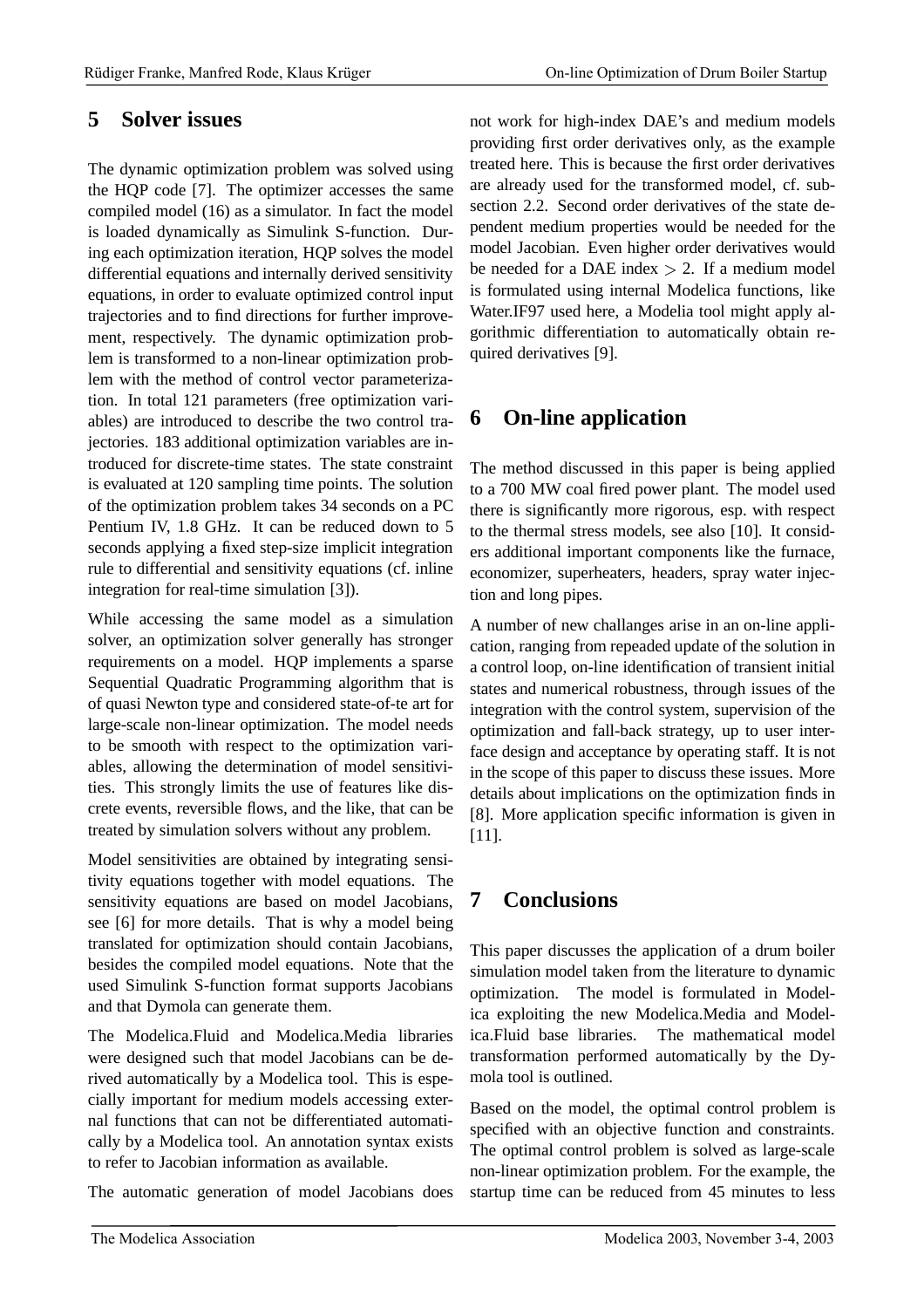## 5 Solver issues

The dynamic optimization problem was solved using the HQP code [7]. The optimizer accesses the same compiled model (16) as a simulator. In fact the model is loaded dynamically as Simulink S-function. During each optimization iteration, HQP solves the model differential equations and internally derived sensitivity equations, in order to evaluate optimized control input trajectories and to find directions for further improvement, respectively. The dynamic optimization problem is transformed to a non-linear optimization problem with the method of control vector parameterization. In total 121 parameters (free optimization variables) are introduced to describe the two control trajectories. 183 additional optimization variables are introduced for discrete-time states. The state constraint is evaluated at 120 sampling time points. The solution of the optimization problem takes 34 seconds on a PC Pentium IV, 1.8 GHz. It can be reduced down to 5 seconds applying a fixed step-size implicit integration rule to differential and sensitivity equations (cf. inline integration for real-time simulation [3]).

While accessing the same model as a simulation solver, an optimization solver generally has stronger requirements on a model. HQP implements a sparse Sequential Quadratic Programming algorithm that is of quasi Newton type and considered state-of-te art for large-scale non-linear optimization. The model needs to be smooth with respect to the optimization variables, allowing the determination of model sensitivities. This strongly limits the use of features like discrete events, reversible flows, and the like, that can be treated by simulation solvers without any problem.

Model sensitivities are obtained by integrating sensitivity equations together with model equations. The sensitivity equations are based on model Jacobians, see [6] for more details. That is why a model being translated for optimization should contain Jacobians, besides the compiled model equations. Note that the used Simulink S-function format supports Jacobians and that Dymola can generate them.

The Modelica.Fluid and Modelica.Media libraries were designed such that model Jacobians can be derived automatically by a Modelica tool. This is especially important for medium models accessing external functions that can not be differentiated automatically by a Modelica tool. An annotation syntax exists to refer to Jacobian information as available.

The automatic generation of model Jacobians does not work for high-index DAE's and medium models providing first order derivatives only, as the example treated here. This is because the first order derivatives are already used for the transformed model, cf. subsection 2.2. Second order derivatives of the state dependent medium properties would be needed for the model Jacobian. Even higher order derivatives would be needed for a DAE index $> 2$. If a medium model is formulated using internal Modelica functions, like Water.IF97 used here, a Modelia tool might apply algorithmic differentiation to automatically obtain required derivatives [9].

## 6 On-line application

The method discussed in this paper is being applied to a 700 MW coal fired power plant. The model used there is significantly more rigorous, esp. with respect to the thermal stress models, see also [10]. It considers additional important components like the furnace, economizer, superheaters, headers, spray water injection and long pipes.

A number of new challanges arise in an on-line application, ranging from repeaded update of the solution in a control loop, on-line identification of transient initial states and numerical robustness, through issues of the integration with the control system, supervision of the optimization and fall-back strategy, up to user interface design and acceptance by operating staff. It is not in the scope of this paper to discuss these issues. More details about implications on the optimization finds in [8]. More application specific information is given in [11].

## 7 Conclusions

This paper discusses the application of a drum boiler simulation model taken from the literature to dynamic optimization. The model is formulated in Modelica exploiting the new Modelica.Media and Modelica.Fluid base libraries. The mathematical model transformation performed automatically by the Dymola tool is outlined.

Based on the model, the optimal control problem is specified with an objective function and constraints. The optimal control problem is solved as large-scale non-linear optimization problem. For the example, the startup time can be reduced from 45 minutes to less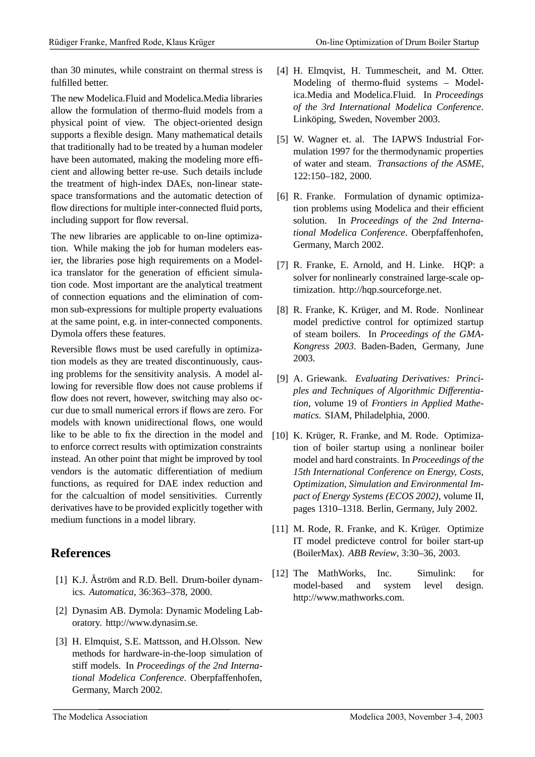than 30 minutes, while constraint on thermal stress is fulfilled better.

The new Modelica.Fluid and Modelica.Media libraries allow the formulation of thermo-fluid models from a physical point of view. The object-oriented design supports a flexible design. Many mathematical details that traditionally had to be treated by a human modeler have been automated, making the modeling more efficient and allowing better re-use. Such details include the treatment of high-index DAEs, non-linear state-space transformations and the automatic detection of flow directions for multiple inter-connected fluid ports, including support for flow reversal.

The new libraries are applicable to on-line optimization. While making the job for human modelers easier, the libraries pose high requirements on a Modelica translator for the generation of efficient simulation code. Most important are the analytical treatment of connection equations and the elimination of common sub-expressions for multiple property evaluations at the same point, e.g. in inter-connected components. Dymola offers these features.

Reversible flows must be used carefully in optimization models as they are treated discontinuously, causing problems for the sensitivity analysis. A model allowing for reversible flow does not cause problems if flow does not revert, however, switching may also occur due to small numerical errors if flows are zero. For models with known unidirectional flows, one would like to be able to fix the direction in the model and to enforce correct results with optimization constraints instead. An other point that might be improved by tool vendors is the automatic differentiation of medium functions, as required for DAE index reduction and for the calcualtion of model sensitivities. Currently derivatives have to be provided explicitly together with medium functions in a model library.

## References

[1] K.J. Åström and R.D. Bell. Drum-boiler dynamics. *Automatica*, 36:363–378, 2000.

[2] Dynasim AB. Dymola: Dynamic Modeling Laboratory. http://www.dynasim.se.

[3] H. Elmquist, S.E. Mattsson, and H.Olsson. New methods for hardware-in-the-loop simulation of stiff models. In *Proceedings of the 2nd International Modelica Conference*. Oberpfaffenhofen, Germany, March 2002.

[4] H. Elmqvist, H. Tummescheit, and M. Otter. Modeling of thermo-fluid systems – Modelica.Media and Modelica.Fluid. In *Proceedings of the 3rd International Modelica Conference*. Linköping, Sweden, November 2003.

[5] W. Wagner et. al. The IAPWS Industrial Formulation 1997 for the thermodynamic properties of water and steam. *Transactions of the ASME*, 122:150–182, 2000.

[6] R. Franke. Formulation of dynamic optimization problems using Modelica and their efficient solution. In *Proceedings of the 2nd International Modelica Conference*. Oberpfaffenhofen, Germany, March 2002.

[7] R. Franke, E. Arnold, and H. Linke. HQP: a solver for nonlinearly constrained large-scale optimization. http://hqp.sourceforge.net.

[8] R. Franke, K. Krüger, and M. Rode. Nonlinear model predictive control for optimized startup of steam boilers. In *Proceedings of the GMA-Kongress 2003*. Baden-Baden, Germany, June 2003.

[9] A. Griewank. *Evaluating Derivatives: Principles and Techniques of Algorithmic Differentiation*, volume 19 of *Frontiers in Applied Mathematics*. SIAM, Philadelphia, 2000.

[10] K. Krüger, R. Franke, and M. Rode. Optimization of boiler startup using a nonlinear boiler model and hard constraints. In *Proceedings of the 15th International Conference on Energy, Costs, Optimization, Simulation and Environmental Impact of Energy Systems (ECOS 2002)*, volume II, pages 1310–1318. Berlin, Germany, July 2002.

[11] M. Rode, R. Franke, and K. Krüger. Optimize IT model predicteve control for boiler start-up (BoilerMax). *ABB Review*, 3:30–36, 2003.

[12] The MathWorks, Inc. Simulink: for model-based and system level design. http://www.mathworks.com.